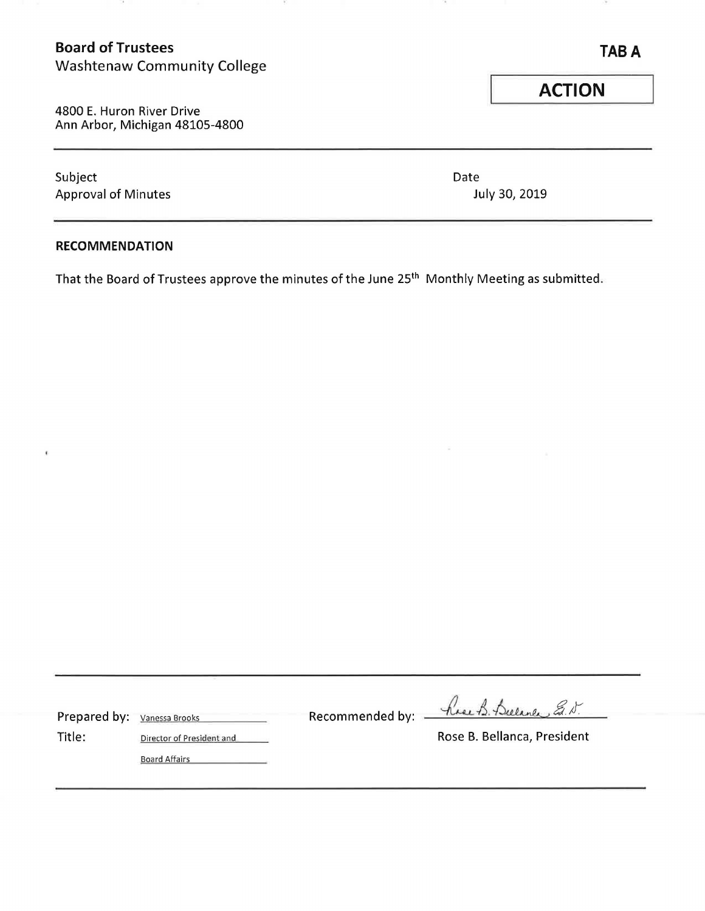**Board of Trustees**
Washtenaw Community College

**TAB A**

**ACTION**

4800 E. Huron River Drive
Ann Arbor, Michigan 48105-4800

Subject
Approval of Minutes

Date
July 30, 2019

**RECOMMENDATION**

That the Board of Trustees approve the minutes of the June 25th Monthly Meeting as submitted.

Prepared by: Vanessa Brooks

Title: Director of President and Board Affairs

Recommended by: Rose B. Bellanca, Ed.D.

Rose B. Bellanca, President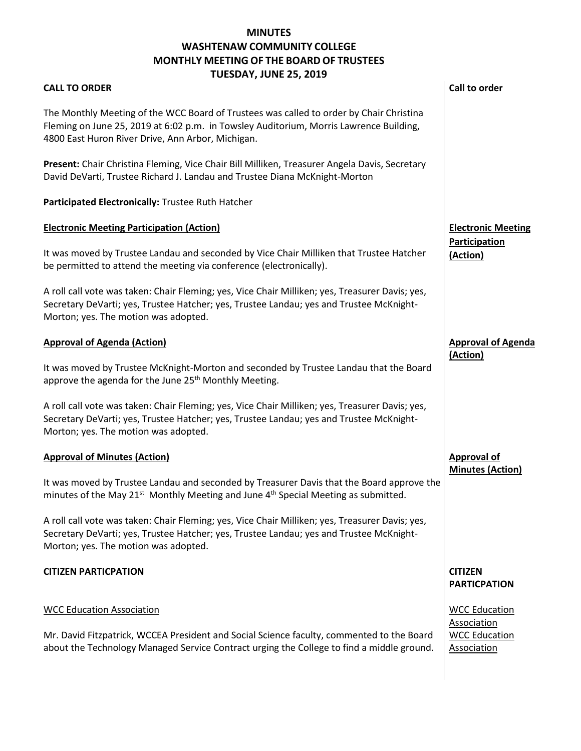# MINUTES
# WASHTENAW COMMUNITY COLLEGE
# MONTHLY MEETING OF THE BOARD OF TRUSTEES
# TUESDAY, JUNE 25, 2019

**CALL TO ORDER**

The Monthly Meeting of the WCC Board of Trustees was called to order by Chair Christina Fleming on June 25, 2019 at 6:02 p.m. in Towsley Auditorium, Morris Lawrence Building, 4800 East Huron River Drive, Ann Arbor, Michigan.

**Present:** Chair Christina Fleming, Vice Chair Bill Milliken, Treasurer Angela Davis, Secretary David DeVarti, Trustee Richard J. Landau and Trustee Diana McKnight-Morton

**Participated Electronically:** Trustee Ruth Hatcher

**Electronic Meeting Participation (Action)**

It was moved by Trustee Landau and seconded by Vice Chair Milliken that Trustee Hatcher be permitted to attend the meeting via conference (electronically).

A roll call vote was taken: Chair Fleming; yes, Vice Chair Milliken; yes, Treasurer Davis; yes, Secretary DeVarti; yes, Trustee Hatcher; yes, Trustee Landau; yes and Trustee McKnight-Morton; yes. The motion was adopted.

**Approval of Agenda (Action)**

It was moved by Trustee McKnight-Morton and seconded by Trustee Landau that the Board approve the agenda for the June 25th Monthly Meeting.

A roll call vote was taken: Chair Fleming; yes, Vice Chair Milliken; yes, Treasurer Davis; yes, Secretary DeVarti; yes, Trustee Hatcher; yes, Trustee Landau; yes and Trustee McKnight-Morton; yes. The motion was adopted.

**Approval of Minutes (Action)**

It was moved by Trustee Landau and seconded by Treasurer Davis that the Board approve the minutes of the May 21st Monthly Meeting and June 4th Special Meeting as submitted.

A roll call vote was taken: Chair Fleming; yes, Vice Chair Milliken; yes, Treasurer Davis; yes, Secretary DeVarti; yes, Trustee Hatcher; yes, Trustee Landau; yes and Trustee McKnight-Morton; yes. The motion was adopted.

**CITIZEN PARTICPATION**

WCC Education Association

Mr. David Fitzpatrick, WCCEA President and Social Science faculty, commented to the Board about the Technology Managed Service Contract urging the College to find a middle ground.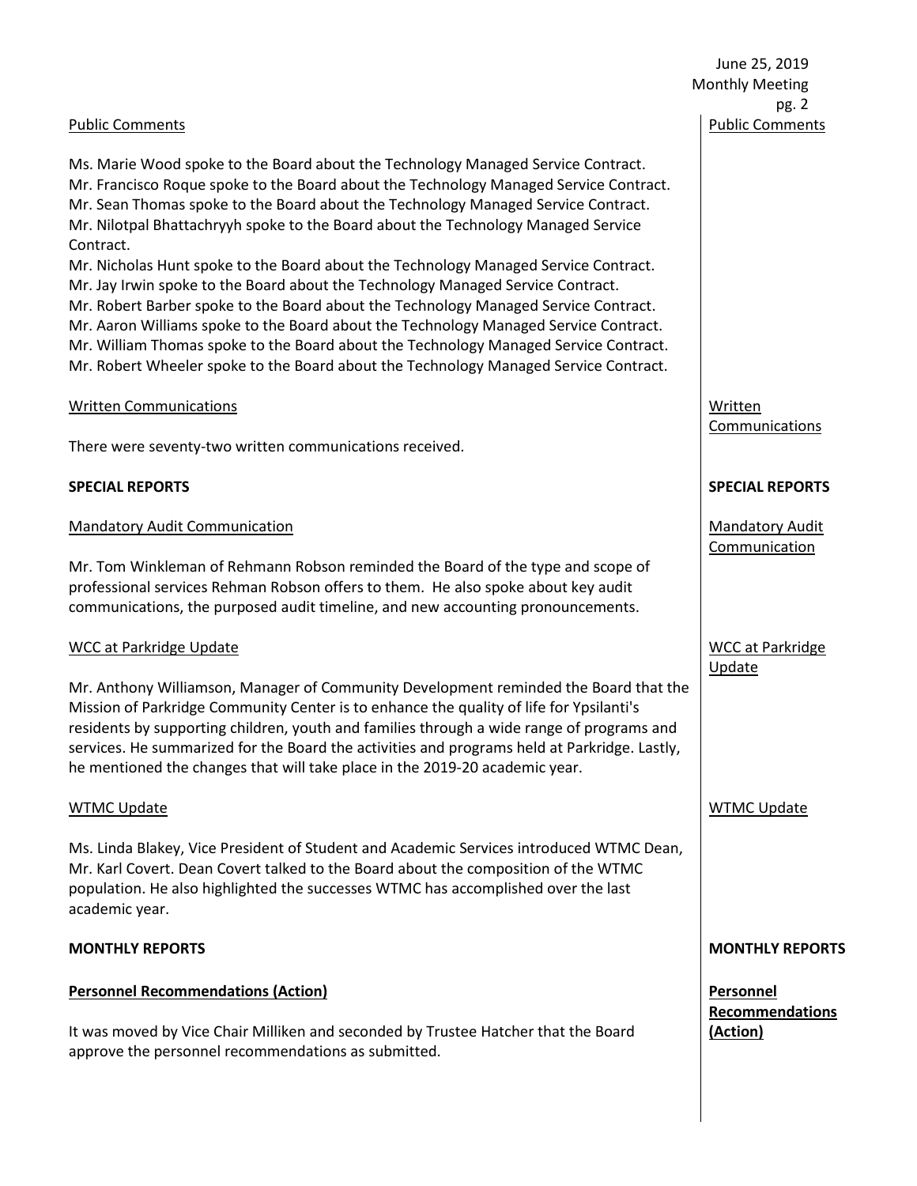## Public Comments

Ms. Marie Wood spoke to the Board about the Technology Managed Service Contract.
Mr. Francisco Roque spoke to the Board about the Technology Managed Service Contract.
Mr. Sean Thomas spoke to the Board about the Technology Managed Service Contract.
Mr. Nilotpal Bhattachryyh spoke to the Board about the Technology Managed Service Contract.
Mr. Nicholas Hunt spoke to the Board about the Technology Managed Service Contract.
Mr. Jay Irwin spoke to the Board about the Technology Managed Service Contract.
Mr. Robert Barber spoke to the Board about the Technology Managed Service Contract.
Mr. Aaron Williams spoke to the Board about the Technology Managed Service Contract.
Mr. William Thomas spoke to the Board about the Technology Managed Service Contract.
Mr. Robert Wheeler spoke to the Board about the Technology Managed Service Contract.

## Written Communications

There were seventy-two written communications received.

# SPECIAL REPORTS

## Mandatory Audit Communication

Mr. Tom Winkleman of Rehmann Robson reminded the Board of the type and scope of professional services Rehman Robson offers to them. He also spoke about key audit communications, the purposed audit timeline, and new accounting pronouncements.

## WCC at Parkridge Update

Mr. Anthony Williamson, Manager of Community Development reminded the Board that the Mission of Parkridge Community Center is to enhance the quality of life for Ypsilanti's residents by supporting children, youth and families through a wide range of programs and services. He summarized for the Board the activities and programs held at Parkridge. Lastly, he mentioned the changes that will take place in the 2019-20 academic year.

## WTMC Update

Ms. Linda Blakey, Vice President of Student and Academic Services introduced WTMC Dean, Mr. Karl Covert. Dean Covert talked to the Board about the composition of the WTMC population. He also highlighted the successes WTMC has accomplished over the last academic year.

# MONTHLY REPORTS

## **Personnel Recommendations (Action)**

It was moved by Vice Chair Milliken and seconded by Trustee Hatcher that the Board approve the personnel recommendations as submitted.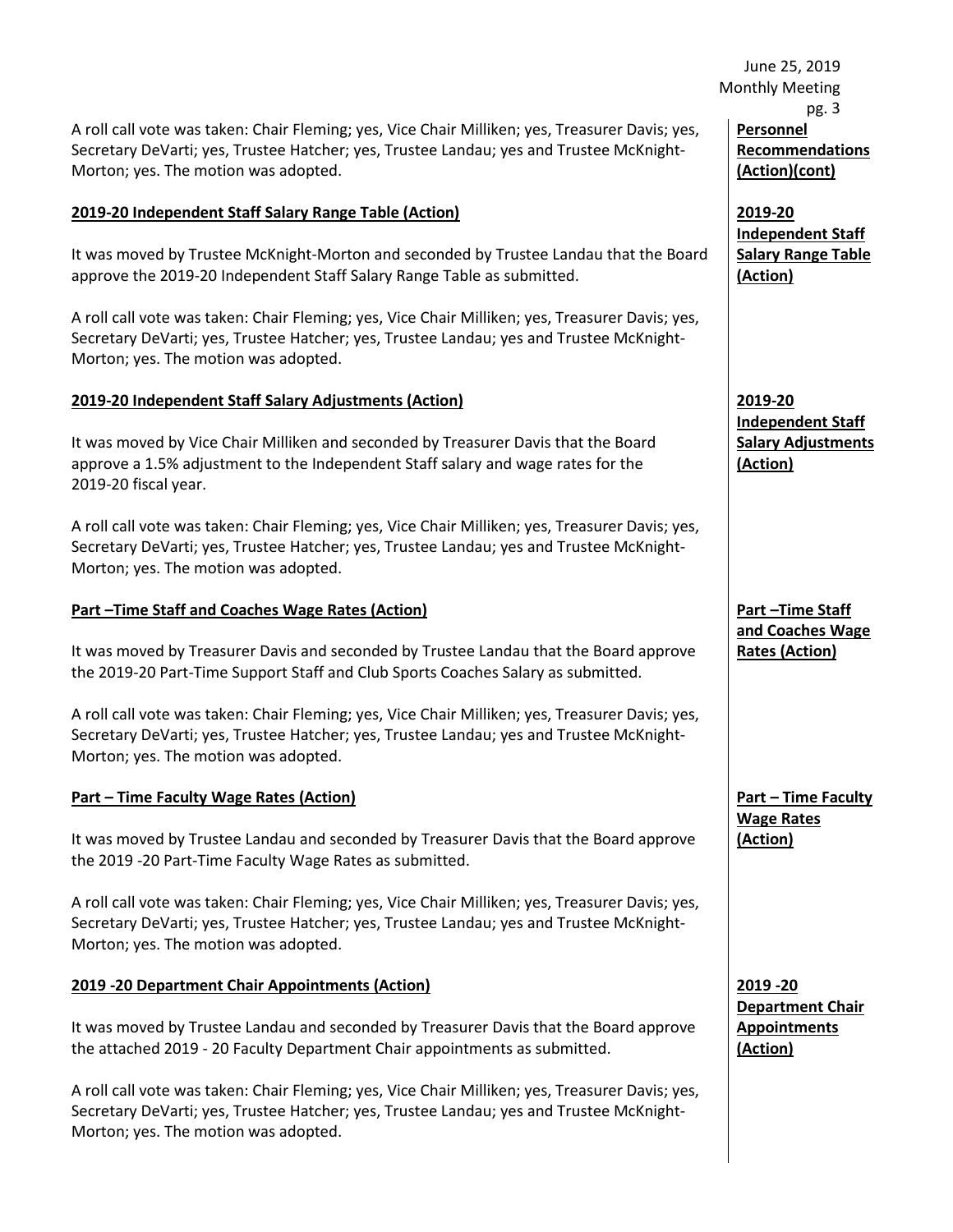A roll call vote was taken: Chair Fleming; yes, Vice Chair Milliken; yes, Treasurer Davis; yes, Secretary DeVarti; yes, Trustee Hatcher; yes, Trustee Landau; yes and Trustee McKnight-Morton; yes. The motion was adopted.

**Personnel Recommendations (Action)(cont)**

**2019-20 Independent Staff Salary Range Table (Action)**

It was moved by Trustee McKnight-Morton and seconded by Trustee Landau that the Board approve the 2019-20 Independent Staff Salary Range Table as submitted.

A roll call vote was taken: Chair Fleming; yes, Vice Chair Milliken; yes, Treasurer Davis; yes, Secretary DeVarti; yes, Trustee Hatcher; yes, Trustee Landau; yes and Trustee McKnight-Morton; yes. The motion was adopted.

**2019-20 Independent Staff Salary Adjustments (Action)**

It was moved by Vice Chair Milliken and seconded by Treasurer Davis that the Board approve a 1.5% adjustment to the Independent Staff salary and wage rates for the 2019-20 fiscal year.

A roll call vote was taken: Chair Fleming; yes, Vice Chair Milliken; yes, Treasurer Davis; yes, Secretary DeVarti; yes, Trustee Hatcher; yes, Trustee Landau; yes and Trustee McKnight-Morton; yes. The motion was adopted.

**Part –Time Staff and Coaches Wage Rates (Action)**

It was moved by Treasurer Davis and seconded by Trustee Landau that the Board approve the 2019-20 Part-Time Support Staff and Club Sports Coaches Salary as submitted.

A roll call vote was taken: Chair Fleming; yes, Vice Chair Milliken; yes, Treasurer Davis; yes, Secretary DeVarti; yes, Trustee Hatcher; yes, Trustee Landau; yes and Trustee McKnight-Morton; yes. The motion was adopted.

**Part – Time Faculty Wage Rates (Action)**

It was moved by Trustee Landau and seconded by Treasurer Davis that the Board approve the 2019 -20 Part-Time Faculty Wage Rates as submitted.

A roll call vote was taken: Chair Fleming; yes, Vice Chair Milliken; yes, Treasurer Davis; yes, Secretary DeVarti; yes, Trustee Hatcher; yes, Trustee Landau; yes and Trustee McKnight-Morton; yes. The motion was adopted.

**2019 -20 Department Chair Appointments (Action)**

It was moved by Trustee Landau and seconded by Treasurer Davis that the Board approve the attached 2019 - 20 Faculty Department Chair appointments as submitted.

A roll call vote was taken: Chair Fleming; yes, Vice Chair Milliken; yes, Treasurer Davis; yes, Secretary DeVarti; yes, Trustee Hatcher; yes, Trustee Landau; yes and Trustee McKnight-Morton; yes. The motion was adopted.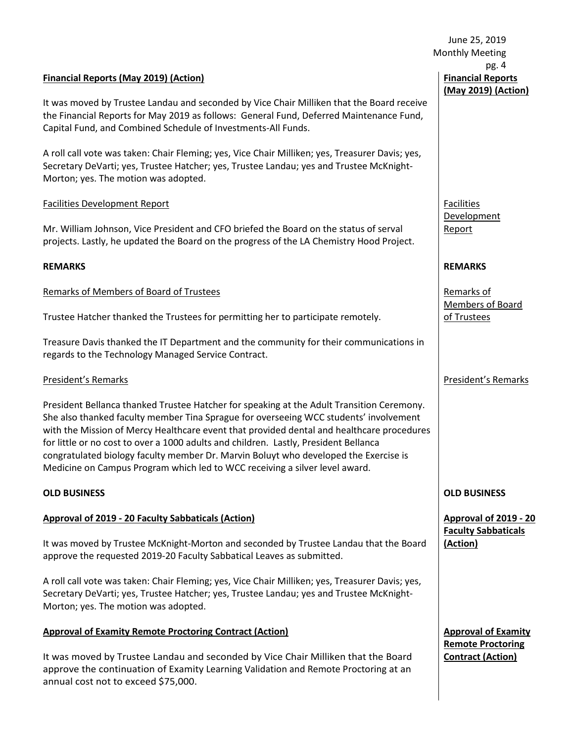**Financial Reports (May 2019) (Action)**

It was moved by Trustee Landau and seconded by Vice Chair Milliken that the Board receive the Financial Reports for May 2019 as follows: General Fund, Deferred Maintenance Fund, Capital Fund, and Combined Schedule of Investments-All Funds.

A roll call vote was taken: Chair Fleming; yes, Vice Chair Milliken; yes, Treasurer Davis; yes, Secretary DeVarti; yes, Trustee Hatcher; yes, Trustee Landau; yes and Trustee McKnight-Morton; yes. The motion was adopted.

Facilities Development Report

Mr. William Johnson, Vice President and CFO briefed the Board on the status of serval projects. Lastly, he updated the Board on the progress of the LA Chemistry Hood Project.

**REMARKS**

Remarks of Members of Board of Trustees

Trustee Hatcher thanked the Trustees for permitting her to participate remotely.

Treasure Davis thanked the IT Department and the community for their communications in regards to the Technology Managed Service Contract.

President's Remarks

President Bellanca thanked Trustee Hatcher for speaking at the Adult Transition Ceremony. She also thanked faculty member Tina Sprague for overseeing WCC students' involvement with the Mission of Mercy Healthcare event that provided dental and healthcare procedures for little or no cost to over a 1000 adults and children. Lastly, President Bellanca congratulated biology faculty member Dr. Marvin Boluyt who developed the Exercise is Medicine on Campus Program which led to WCC receiving a silver level award.

**OLD BUSINESS**

**Approval of 2019 - 20 Faculty Sabbaticals (Action)**

It was moved by Trustee McKnight-Morton and seconded by Trustee Landau that the Board approve the requested 2019-20 Faculty Sabbatical Leaves as submitted.

A roll call vote was taken: Chair Fleming; yes, Vice Chair Milliken; yes, Treasurer Davis; yes, Secretary DeVarti; yes, Trustee Hatcher; yes, Trustee Landau; yes and Trustee McKnight-Morton; yes. The motion was adopted.

**Approval of Examity Remote Proctoring Contract (Action)**

It was moved by Trustee Landau and seconded by Vice Chair Milliken that the Board approve the continuation of Examity Learning Validation and Remote Proctoring at an annual cost not to exceed $75,000.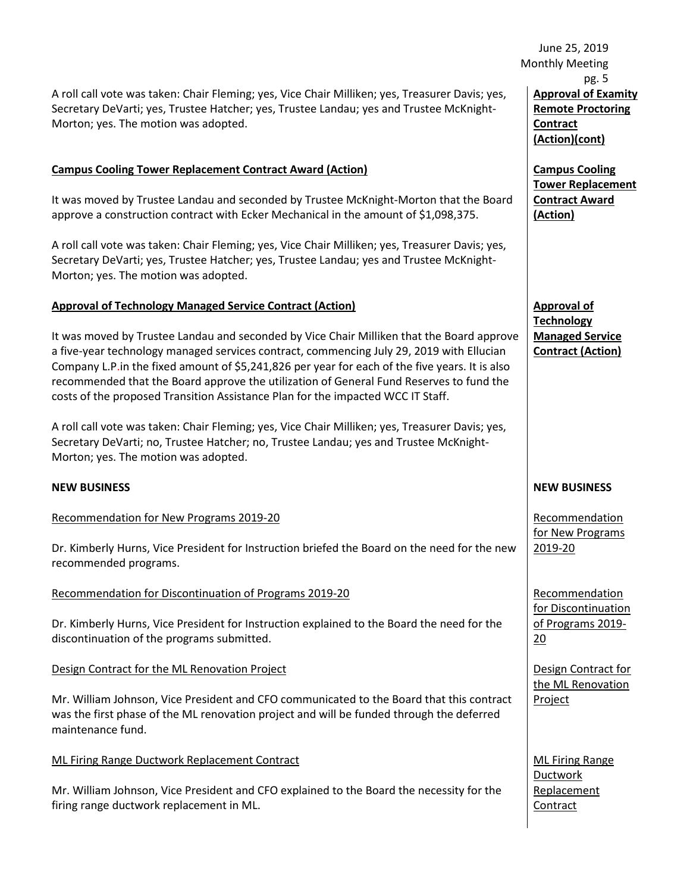A roll call vote was taken: Chair Fleming; yes, Vice Chair Milliken; yes, Treasurer Davis; yes, Secretary DeVarti; yes, Trustee Hatcher; yes, Trustee Landau; yes and Trustee McKnight-Morton; yes. The motion was adopted.

**Approval of Examity Remote Proctoring Contract (Action)(cont)**

**Campus Cooling Tower Replacement Contract Award (Action)**

It was moved by Trustee Landau and seconded by Trustee McKnight-Morton that the Board approve a construction contract with Ecker Mechanical in the amount of $1,098,375.

A roll call vote was taken: Chair Fleming; yes, Vice Chair Milliken; yes, Treasurer Davis; yes, Secretary DeVarti; yes, Trustee Hatcher; yes, Trustee Landau; yes and Trustee McKnight-Morton; yes. The motion was adopted.

**Approval of Technology Managed Service Contract (Action)**

It was moved by Trustee Landau and seconded by Vice Chair Milliken that the Board approve a five-year technology managed services contract, commencing July 29, 2019 with Ellucian Company L.P.in the fixed amount of $5,241,826 per year for each of the five years. It is also recommended that the Board approve the utilization of General Fund Reserves to fund the costs of the proposed Transition Assistance Plan for the impacted WCC IT Staff.

A roll call vote was taken: Chair Fleming; yes, Vice Chair Milliken; yes, Treasurer Davis; yes, Secretary DeVarti; no, Trustee Hatcher; no, Trustee Landau; yes and Trustee McKnight-Morton; yes. The motion was adopted.

**NEW BUSINESS**

Recommendation for New Programs 2019-20

Dr. Kimberly Hurns, Vice President for Instruction briefed the Board on the need for the new recommended programs.

Recommendation for Discontinuation of Programs 2019-20

Dr. Kimberly Hurns, Vice President for Instruction explained to the Board the need for the discontinuation of the programs submitted.

Design Contract for the ML Renovation Project

Mr. William Johnson, Vice President and CFO communicated to the Board that this contract was the first phase of the ML renovation project and will be funded through the deferred maintenance fund.

ML Firing Range Ductwork Replacement Contract

Mr. William Johnson, Vice President and CFO explained to the Board the necessity for the firing range ductwork replacement in ML.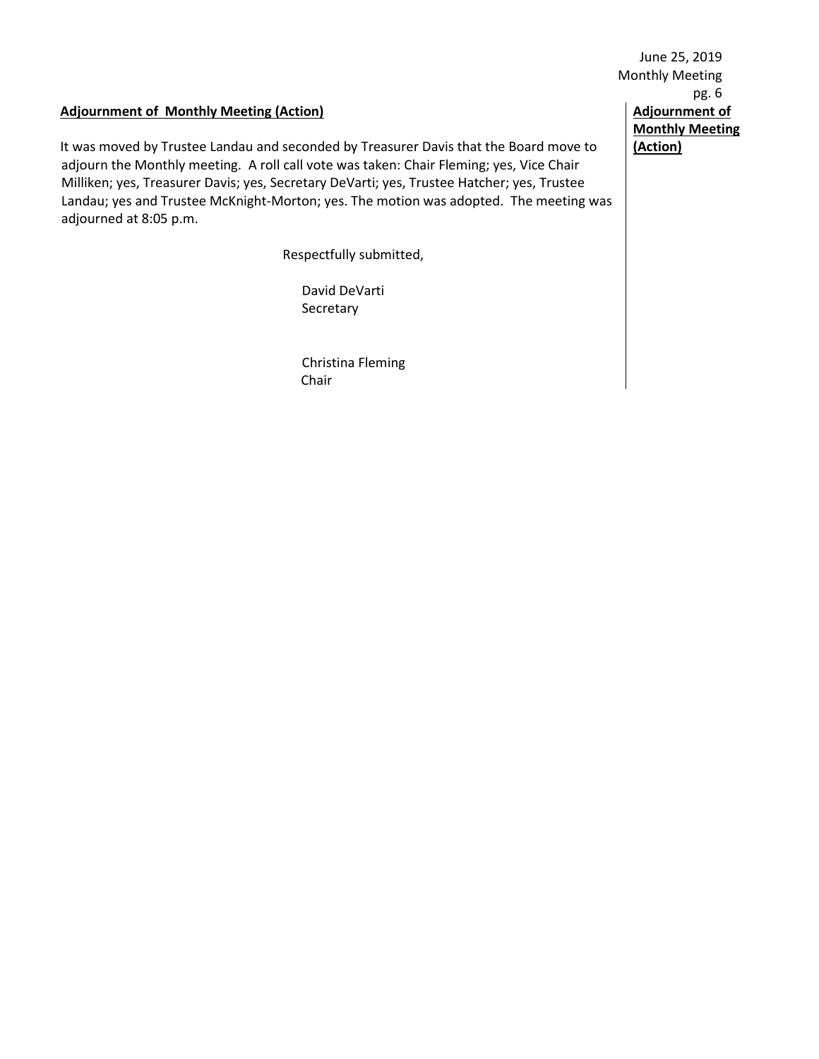## Adjournment of Monthly Meeting (Action)

**Adjournment of Monthly Meeting (Action)**

It was moved by Trustee Landau and seconded by Treasurer Davis that the Board move to adjourn the Monthly meeting. A roll call vote was taken: Chair Fleming; yes, Vice Chair Milliken; yes, Treasurer Davis; yes, Secretary DeVarti; yes, Trustee Hatcher; yes, Trustee Landau; yes and Trustee McKnight-Morton; yes. The motion was adopted. The meeting was adjourned at 8:05 p.m.

Respectfully submitted,

David DeVarti
Secretary

Christina Fleming
Chair